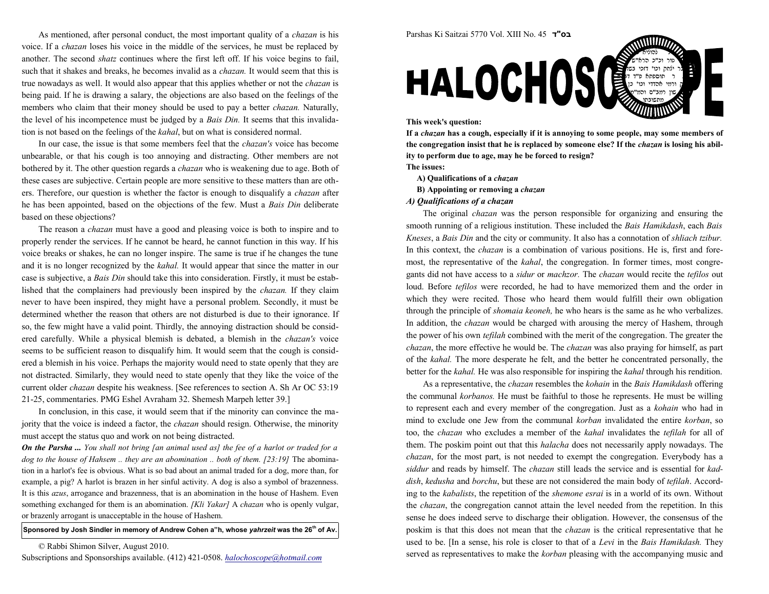As mentioned, after personal conduct, the most important quality of a *chazan* is his voice. If a *chazan* loses his voice in the middle of the services, he must be replaced by another. The second *shatz* continues where the first left off. If his voice begins to fail, such that it shakes and breaks, he becomes invalid as a *chazan.* It would seem that this is true nowadays as well. It would also appear that this applies whether or not the *chazan* is being paid. If he is drawing a salary, the objections are also based on the feelings of the members who claim that their money should be used to pay a better *chazan.* Naturally, the level of his incompetence must be judged by a *Bais Din.* It seems that this invalidation is not based on the feelings of the *kahal*, but on what is considered normal.

In our case, the issue is that some members feel that the *chazan's* voice has become unbearable, or that his cough is too annoying and distracting. Other members are not bothered by it. The other question regards a *chazan* who is weakening due to age. Both of these cases are subjective. Certain people are more sensitive to these matters than are others. Therefore, our question is whether the factor is enough to disqualify a *chazan* after he has been appointed, based on the objections of the few. Must a *Bais Din* deliberate based on these objections?

The reason a *chazan* must have a good and pleasing voice is both to inspire and to properly render the services. If he cannot be heard, he cannot function in this way. If his voice breaks or shakes, he can no longer inspire. The same is true if he changes the tune and it is no longer recognized by the *kahal.* It would appear that since the matter in our case is subjective, a *Bais Din* should take this into consideration. Firstly, it must be established that the complainers had previously been inspired by the *chazan.* If they claim never to have been inspired, they might have a personal problem. Secondly, it must be determined whether the reason that others are not disturbed is due to their ignorance. If so, the few might have a valid point. Thirdly, the annoying distraction should be considered carefully. While a physical blemish is debated, a blemish in the *chazan's* voice seems to be sufficient reason to disqualify him. It would seem that the cough is considered a blemish in his voice. Perhaps the majority would need to state openly that they are not distracted. Similarly, they would need to state openly that they like the voice of the current older *chazan* despite his weakness. [See references to section A. Sh Ar OC 53:19 21-25, commentaries. PMG Eshel Avraham 32. Shemesh Marpeh letter 39.]

In conclusion, in this case, it would seem that if the minority can convince the majority that the voice is indeed a factor, the *chazan* should resign. Otherwise, the minority must accept the status quo and work on not being distracted.

***On the Parsha ...*** *You shall not bring [an animal used as] the fee of a harlot or traded for a dog to the house of Hahsem .. they are an abomination .. both of them. [23:19]* The abomination in a harlot's fee is obvious. What is so bad about an animal traded for a dog, more than, for example, a pig? A harlot is brazen in her sinful activity. A dog is also a symbol of brazenness. It is this *azus*, arrogance and brazenness, that is an abomination in the house of Hashem. Even something exchanged for them is an abomination. *[Kli Yakar]* A *chazan* who is openly vulgar, or brazenly arrogant is unacceptable in the house of Hashem.

**Sponsored by Josh Sindler in memory of Andrew Cohen a"h, whose *yahrzeit* was the 26th of Av.**

© Rabbi Shimon Silver, August 2010.
Subscriptions and Sponsorships available. (412) 421-0508. halochoscope@hotmail.com

Parshas Ki Saitzai 5770 Vol. XIII No. 45 בס"ד

# HALOCHOSCOPE

**This week's question:**

**If a *chazan* has a cough, especially if it is annoying to some people, may some members of the congregation insist that he is replaced by someone else? If the *chazan* is losing his ability to perform due to age, may he be forced to resign?**

**The issues:**

**A) Qualifications of a *chazan***

**B) Appointing or removing a *chazan***

### *A) Qualifications of a chazan*

The original *chazan* was the person responsible for organizing and ensuring the smooth running of a religious institution. These included the *Bais Hamikdash*, each *Bais Kneses*, a *Bais Din* and the city or community. It also has a connotation of *shliach tzibur.* In this context, the *chazan* is a combination of various positions. He is, first and foremost, the representative of the *kahal*, the congregation. In former times, most congregants did not have access to a *sidur* or *machzor.* The *chazan* would recite the *tefilos* out loud. Before *tefilos* were recorded, he had to have memorized them and the order in which they were recited. Those who heard them would fulfill their own obligation through the principle of *shomaia keoneh,* he who hears is the same as he who verbalizes. In addition, the *chazan* would be charged with arousing the mercy of Hashem, through the power of his own *tefilah* combined with the merit of the congregation. The greater the *chazan*, the more effective he would be. The *chazan* was also praying for himself, as part of the *kahal.* The more desperate he felt, and the better he concentrated personally, the better for the *kahal.* He was also responsible for inspiring the *kahal* through his rendition.

As a representative, the *chazan* resembles the *kohain* in the *Bais Hamikdash* offering the communal *korbanos.* He must be faithful to those he represents. He must be willing to represent each and every member of the congregation. Just as a *kohain* who had in mind to exclude one Jew from the communal *korban* invalidated the entire *korban*, so too, the *chazan* who excludes a member of the *kahal* invalidates the *tefilah* for all of them. The poskim point out that this *halacha* does not necessarily apply nowadays. The *chazan*, for the most part, is not needed to exempt the congregation. Everybody has a *siddur* and reads by himself. The *chazan* still leads the service and is essential for *kaddish*, *kedusha* and *borchu*, but these are not considered the main body of *tefilah*. According to the *kabalists*, the repetition of the *shemone esrai* is in a world of its own. Without the *chazan*, the congregation cannot attain the level needed from the repetition. In this sense he does indeed serve to discharge their obligation. However, the consensus of the poskim is that this does not mean that the *chazan* is the critical representative that he used to be. [In a sense, his role is closer to that of a *Levi* in the *Bais Hamikdash.* They served as representatives to make the *korban* pleasing with the accompanying music and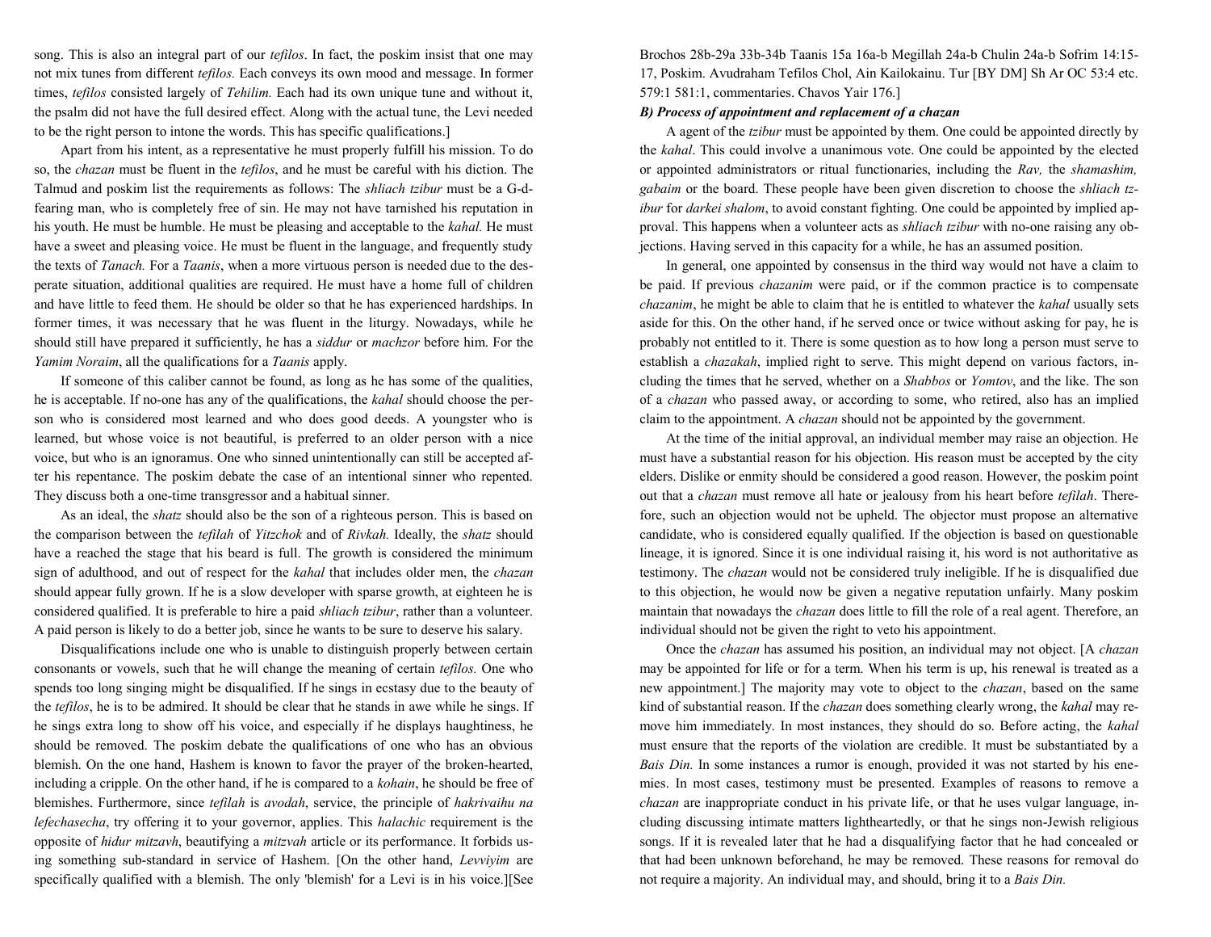song. This is also an integral part of our *tefilos*. In fact, the poskim insist that one may not mix tunes from different *tefilos.* Each conveys its own mood and message. In former times, *tefilos* consisted largely of *Tehilim.* Each had its own unique tune and without it, the psalm did not have the full desired effect. Along with the actual tune, the Levi needed to be the right person to intone the words. This has specific qualifications.]

Apart from his intent, as a representative he must properly fulfill his mission. To do so, the *chazan* must be fluent in the *tefilos*, and he must be careful with his diction. The Talmud and poskim list the requirements as follows: The *shliach tzibur* must be a G-d-fearing man, who is completely free of sin. He may not have tarnished his reputation in his youth. He must be humble. He must be pleasing and acceptable to the *kahal.* He must have a sweet and pleasing voice. He must be fluent in the language, and frequently study the texts of *Tanach.* For a *Taanis*, when a more virtuous person is needed due to the desperate situation, additional qualities are required. He must have a home full of children and have little to feed them. He should be older so that he has experienced hardships. In former times, it was necessary that he was fluent in the liturgy. Nowadays, while he should still have prepared it sufficiently, he has a *siddur* or *machzor* before him. For the *Yamim Noraim*, all the qualifications for a *Taanis* apply.

If someone of this caliber cannot be found, as long as he has some of the qualities, he is acceptable. If no-one has any of the qualifications, the *kahal* should choose the person who is considered most learned and who does good deeds. A youngster who is learned, but whose voice is not beautiful, is preferred to an older person with a nice voice, but who is an ignoramus. One who sinned unintentionally can still be accepted after his repentance. The poskim debate the case of an intentional sinner who repented. They discuss both a one-time transgressor and a habitual sinner.

As an ideal, the *shatz* should also be the son of a righteous person. This is based on the comparison between the *tefilah* of *Yitzchok* and of *Rivkah.* Ideally, the *shatz* should have a reached the stage that his beard is full. The growth is considered the minimum sign of adulthood, and out of respect for the *kahal* that includes older men, the *chazan* should appear fully grown. If he is a slow developer with sparse growth, at eighteen he is considered qualified. It is preferable to hire a paid *shliach tzibur*, rather than a volunteer. A paid person is likely to do a better job, since he wants to be sure to deserve his salary.

Disqualifications include one who is unable to distinguish properly between certain consonants or vowels, such that he will change the meaning of certain *tefilos.* One who spends too long singing might be disqualified. If he sings in ecstasy due to the beauty of the *tefilos*, he is to be admired. It should be clear that he stands in awe while he sings. If he sings extra long to show off his voice, and especially if he displays haughtiness, he should be removed. The poskim debate the qualifications of one who has an obvious blemish. On the one hand, Hashem is known to favor the prayer of the broken-hearted, including a cripple. On the other hand, if he is compared to a *kohain*, he should be free of blemishes. Furthermore, since *tefilah* is *avodah*, service, the principle of *hakrivaihu na lefechasecha*, try offering it to your governor, applies. This *halachic* requirement is the opposite of *hidur mitzavh*, beautifying a *mitzvah* article or its performance. It forbids using something sub-standard in service of Hashem. [On the other hand, *Levviyim* are specifically qualified with a blemish. The only 'blemish' for a Levi is in his voice.][See Brochos 28b-29a 33b-34b Taanis 15a 16a-b Megillah 24a-b Chulin 24a-b Sofrim 14:15-17, Poskim. Avudraham Tefilos Chol, Ain Kailokainu. Tur [BY DM] Sh Ar OC 53:4 etc. 579:1 581:1, commentaries. Chavos Yair 176.]

***B) Process of appointment and replacement of a chazan***

A agent of the *tzibur* must be appointed by them. One could be appointed directly by the *kahal*. This could involve a unanimous vote. One could be appointed by the elected or appointed administrators or ritual functionaries, including the *Rav,* the *shamashim, gabaim* or the board. These people have been given discretion to choose the *shliach tzibur* for *darkei shalom*, to avoid constant fighting. One could be appointed by implied approval. This happens when a volunteer acts as *shliach tzibur* with no-one raising any objections. Having served in this capacity for a while, he has an assumed position.

In general, one appointed by consensus in the third way would not have a claim to be paid. If previous *chazanim* were paid, or if the common practice is to compensate *chazanim*, he might be able to claim that he is entitled to whatever the *kahal* usually sets aside for this. On the other hand, if he served once or twice without asking for pay, he is probably not entitled to it. There is some question as to how long a person must serve to establish a *chazakah*, implied right to serve. This might depend on various factors, including the times that he served, whether on a *Shabbos* or *Yomtov*, and the like. The son of a *chazan* who passed away, or according to some, who retired, also has an implied claim to the appointment. A *chazan* should not be appointed by the government.

At the time of the initial approval, an individual member may raise an objection. He must have a substantial reason for his objection. His reason must be accepted by the city elders. Dislike or enmity should be considered a good reason. However, the poskim point out that a *chazan* must remove all hate or jealousy from his heart before *tefilah*. Therefore, such an objection would not be upheld. The objector must propose an alternative candidate, who is considered equally qualified. If the objection is based on questionable lineage, it is ignored. Since it is one individual raising it, his word is not authoritative as testimony. The *chazan* would not be considered truly ineligible. If he is disqualified due to this objection, he would now be given a negative reputation unfairly. Many poskim maintain that nowadays the *chazan* does little to fill the role of a real agent. Therefore, an individual should not be given the right to veto his appointment.

Once the *chazan* has assumed his position, an individual may not object. [A *chazan* may be appointed for life or for a term. When his term is up, his renewal is treated as a new appointment.] The majority may vote to object to the *chazan*, based on the same kind of substantial reason. If the *chazan* does something clearly wrong, the *kahal* may remove him immediately. In most instances, they should do so. Before acting, the *kahal* must ensure that the reports of the violation are credible. It must be substantiated by a *Bais Din.* In some instances a rumor is enough, provided it was not started by his enemies. In most cases, testimony must be presented. Examples of reasons to remove a *chazan* are inappropriate conduct in his private life, or that he uses vulgar language, including discussing intimate matters lightheartedly, or that he sings non-Jewish religious songs. If it is revealed later that he had a disqualifying factor that he had concealed or that had been unknown beforehand, he may be removed. These reasons for removal do not require a majority. An individual may, and should, bring it to a *Bais Din.*